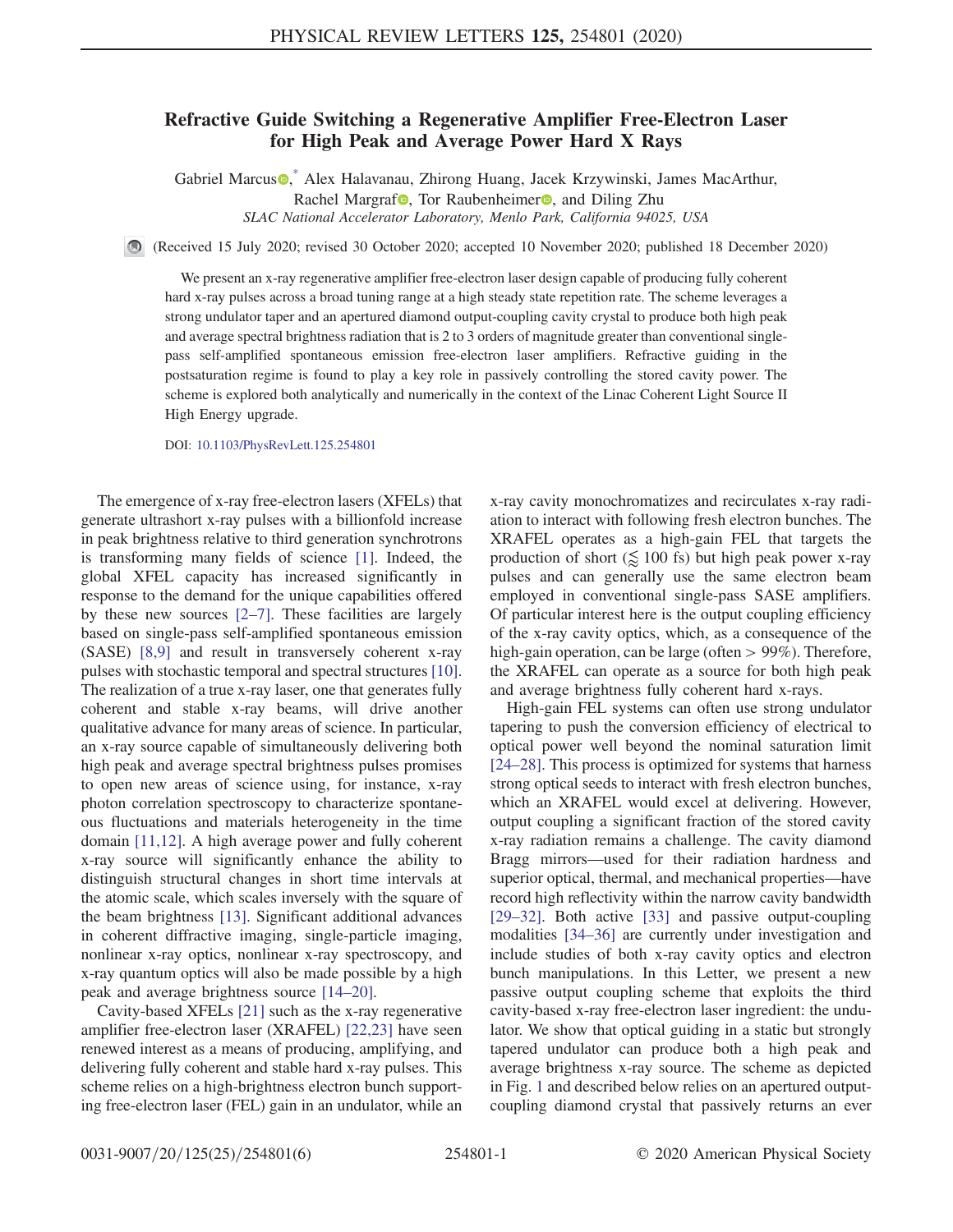# Refractive Guide Switching a Regenerative Amplifier Free-Electron Laser for High Peak and Average Power Hard X Rays

Gabriel Marcus,[*] Alex Halavanau, Zhirong Huang, Jacek Krzywinski, James MacArthur, Rachel Margraf, Tor Raubenheimer, and Diling Zhu

*SLAC National Accelerator Laboratory, Menlo Park, California 94025, USA*

(Received 15 July 2020; revised 30 October 2020; accepted 10 November 2020; published 18 December 2020)

We present an x-ray regenerative amplifier free-electron laser design capable of producing fully coherent hard x-ray pulses across a broad tuning range at a high steady state repetition rate. The scheme leverages a strong undulator taper and an apertured diamond output-coupling cavity crystal to produce both high peak and average spectral brightness radiation that is 2 to 3 orders of magnitude greater than conventional single-pass self-amplified spontaneous emission free-electron laser amplifiers. Refractive guiding in the postsaturation regime is found to play a key role in passively controlling the stored cavity power. The scheme is explored both analytically and numerically in the context of the Linac Coherent Light Source II High Energy upgrade.

DOI: 10.1103/PhysRevLett.125.254801

The emergence of x-ray free-electron lasers (XFELs) that generate ultrashort x-ray pulses with a billionfold increase in peak brightness relative to third generation synchrotrons is transforming many fields of science [1]. Indeed, the global XFEL capacity has increased significantly in response to the demand for the unique capabilities offered by these new sources [2–7]. These facilities are largely based on single-pass self-amplified spontaneous emission (SASE) [8,9] and result in transversely coherent x-ray pulses with stochastic temporal and spectral structures [10]. The realization of a true x-ray laser, one that generates fully coherent and stable x-ray beams, will drive another qualitative advance for many areas of science. In particular, an x-ray source capable of simultaneously delivering both high peak and average spectral brightness pulses promises to open new areas of science using, for instance, x-ray photon correlation spectroscopy to characterize spontaneous fluctuations and materials heterogeneity in the time domain [11,12]. A high average power and fully coherent x-ray source will significantly enhance the ability to distinguish structural changes in short time intervals at the atomic scale, which scales inversely with the square of the beam brightness [13]. Significant additional advances in coherent diffractive imaging, single-particle imaging, nonlinear x-ray optics, nonlinear x-ray spectroscopy, and x-ray quantum optics will also be made possible by a high peak and average brightness source [14–20].

Cavity-based XFELs [21] such as the x-ray regenerative amplifier free-electron laser (XRAFEL) [22,23] have seen renewed interest as a means of producing, amplifying, and delivering fully coherent and stable hard x-ray pulses. This scheme relies on a high-brightness electron bunch supporting free-electron laser (FEL) gain in an undulator, while an x-ray cavity monochromatizes and recirculates x-ray radiation to interact with following fresh electron bunches. The XRAFEL operates as a high-gain FEL that targets the production of short ($\lesssim 100$ fs) but high peak power x-ray pulses and can generally use the same electron beam employed in conventional single-pass SASE amplifiers. Of particular interest here is the output coupling efficiency of the x-ray cavity optics, which, as a consequence of the high-gain operation, can be large (often $> 99\%$). Therefore, the XRAFEL can operate as a source for both high peak and average brightness fully coherent hard x-rays.

High-gain FEL systems can often use strong undulator tapering to push the conversion efficiency of electrical to optical power well beyond the nominal saturation limit [24–28]. This process is optimized for systems that harness strong optical seeds to interact with fresh electron bunches, which an XRAFEL would excel at delivering. However, output coupling a significant fraction of the stored cavity x-ray radiation remains a challenge. The cavity diamond Bragg mirrors—used for their radiation hardness and superior optical, thermal, and mechanical properties—have record high reflectivity within the narrow cavity bandwidth [29–32]. Both active [33] and passive output-coupling modalities [34–36] are currently under investigation and include studies of both x-ray cavity optics and electron bunch manipulations. In this Letter, we present a new passive output coupling scheme that exploits the third cavity-based x-ray free-electron laser ingredient: the undulator. We show that optical guiding in a static but strongly tapered undulator can produce both a high peak and average brightness x-ray source. The scheme as depicted in Fig. 1 and described below relies on an apertured output-coupling diamond crystal that passively returns an ever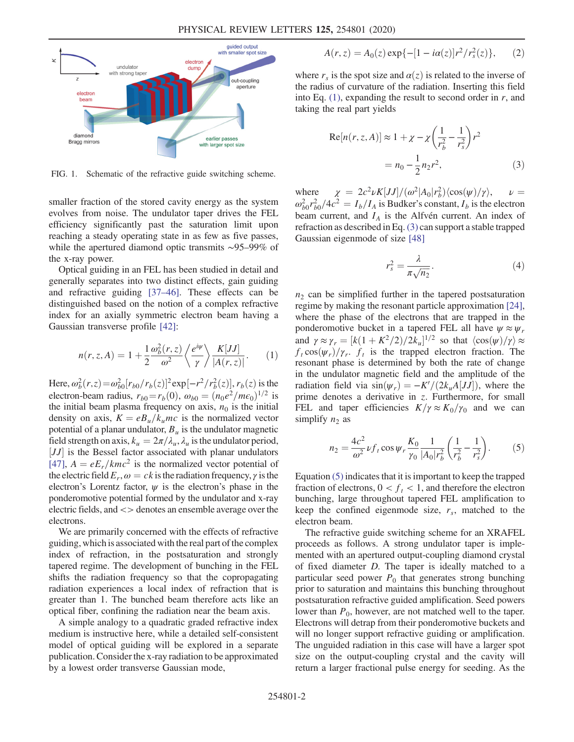FIG. 1. Schematic of the refractive guide switching scheme.

smaller fraction of the stored cavity energy as the system evolves from noise. The undulator taper drives the FEL efficiency significantly past the saturation limit upon reaching a steady operating state in as few as five passes, while the apertured diamond optic transmits ∼95–99% of the x-ray power.

Optical guiding in an FEL has been studied in detail and generally separates into two distinct effects, gain guiding and refractive guiding [37–46]. These effects can be distinguished based on the notion of a complex refractive index for an axially symmetric electron beam having a Gaussian transverse profile [42]:

$$n(r,z,A) = 1 + \frac{1}{2}\frac{\omega_b^2(r,z)}{\omega^2}\left\langle\frac{e^{i\psi}}{\gamma}\right\rangle\frac{K[JJ]}{|A(r,z)|}. \qquad (1)$$

Here, $\omega_b^2(r,z) = \omega_{b0}^2[r_{b0}/r_b(z)]^2\exp[-r^2/r_b^2(z)]$, $r_b(z)$ is the electron-beam radius, $r_{b0} = r_b(0)$, $\omega_{b0} = (n_0e^2/m\epsilon_0)^{1/2}$ is the initial beam plasma frequency on axis, $n_0$ is the initial density on axis, $K = eB_u/k_umc$ is the normalized vector potential of a planar undulator, $B_u$ is the undulator magnetic field strength on axis, $k_u = 2\pi/\lambda_u$, $\lambda_u$ is the undulator period, $[JJ]$ is the Bessel factor associated with planar undulators [47], $A = eE_r/kmc^2$ is the normalized vector potential of the electric field $E_r$, $\omega = ck$ is the radiation frequency, $\gamma$ is the electron's Lorentz factor, $\psi$ is the electron's phase in the ponderomotive potential formed by the undulator and x-ray electric fields, and $<>$ denotes an ensemble average over the electrons.

We are primarily concerned with the effects of refractive guiding, which is associated with the real part of the complex index of refraction, in the postsaturation and strongly tapered regime. The development of bunching in the FEL shifts the radiation frequency so that the copropagating radiation experiences a local index of refraction that is greater than 1. The bunched beam therefore acts like an optical fiber, confining the radiation near the beam axis.

A simple analogy to a quadratic graded refractive index medium is instructive here, while a detailed self-consistent model of optical guiding will be explored in a separate publication. Consider the x-ray radiation to be approximated by a lowest order transverse Gaussian mode,

$$A(r,z) = A_0(z)\exp\{-[1 - i\alpha(z)]r^2/r_s^2(z)\}, \qquad (2)$$

where $r_s$ is the spot size and $\alpha(z)$ is related to the inverse of the radius of curvature of the radiation. Inserting this field into Eq. (1), expanding the result to second order in $r$, and taking the real part yields

$$\begin{aligned}\mathrm{Re}[n(r,z,A)] &\approx 1 + \chi - \chi\left(\frac{1}{r_b^2} - \frac{1}{r_s^2}\right)r^2 \\ &= n_0 - \frac{1}{2}n_2r^2, \end{aligned} \qquad (3)$$

where $\chi = 2c^2\nu K[JJ]/(\omega^2|A_0|r_b^2)\langle\cos(\psi)/\gamma\rangle$, $\nu = \omega_{b0}^2r_{b0}^2/4c^2 = I_b/I_A$ is Budker's constant, $I_b$ is the electron beam current, and $I_A$ is the Alfvén current. An index of refraction as described in Eq. (3) can support a stable trapped Gaussian eigenmode of size [48]

$$r_s^2 = \frac{\lambda}{\pi\sqrt{n_2}}. \qquad (4)$$

$n_2$ can be simplified further in the tapered postsaturation regime by making the resonant particle approximation [24], where the phase of the electrons that are trapped in the ponderomotive bucket in a tapered FEL all have $\psi \approx \psi_r$ and $\gamma \approx \gamma_r = [k(1+K^2/2)/2k_u]^{1/2}$ so that $\langle\cos(\psi)/\gamma\rangle \approx f_t\cos(\psi_r)/\gamma_r$. $f_t$ is the trapped electron fraction. The resonant phase is determined by both the rate of change in the undulator magnetic field and the amplitude of the radiation field via $\sin(\psi_r) = -K'/(2k_uA[JJ])$, where the prime denotes a derivative in $z$. Furthermore, for small FEL and taper efficiencies $K/\gamma \approx K_0/\gamma_0$ and we can simplify $n_2$ as

$$n_2 = \frac{4c^2}{\omega^2}\nu f_t\cos\psi_r\frac{K_0}{\gamma_0}\frac{1}{|A_0|r_b^2}\left(\frac{1}{r_b^2} - \frac{1}{r_s^2}\right). \qquad (5)$$

Equation (5) indicates that it is important to keep the trapped fraction of electrons, $0 < f_t < 1$, and therefore the electron bunching, large throughout tapered FEL amplification to keep the confined eigenmode size, $r_s$, matched to the electron beam.

The refractive guide switching scheme for an XRAFEL proceeds as follows. A strong undulator taper is implemented with an apertured output-coupling diamond crystal of fixed diameter $D$. The taper is ideally matched to a particular seed power $P_0$ that generates strong bunching prior to saturation and maintains this bunching throughout postsaturation refractive guided amplification. Seed powers lower than $P_0$, however, are not matched well to the taper. Electrons will detrap from their ponderomotive buckets and will no longer support refractive guiding or amplification. The unguided radiation in this case will have a larger spot size on the output-coupling crystal and the cavity will return a larger fractional pulse energy for seeding. As the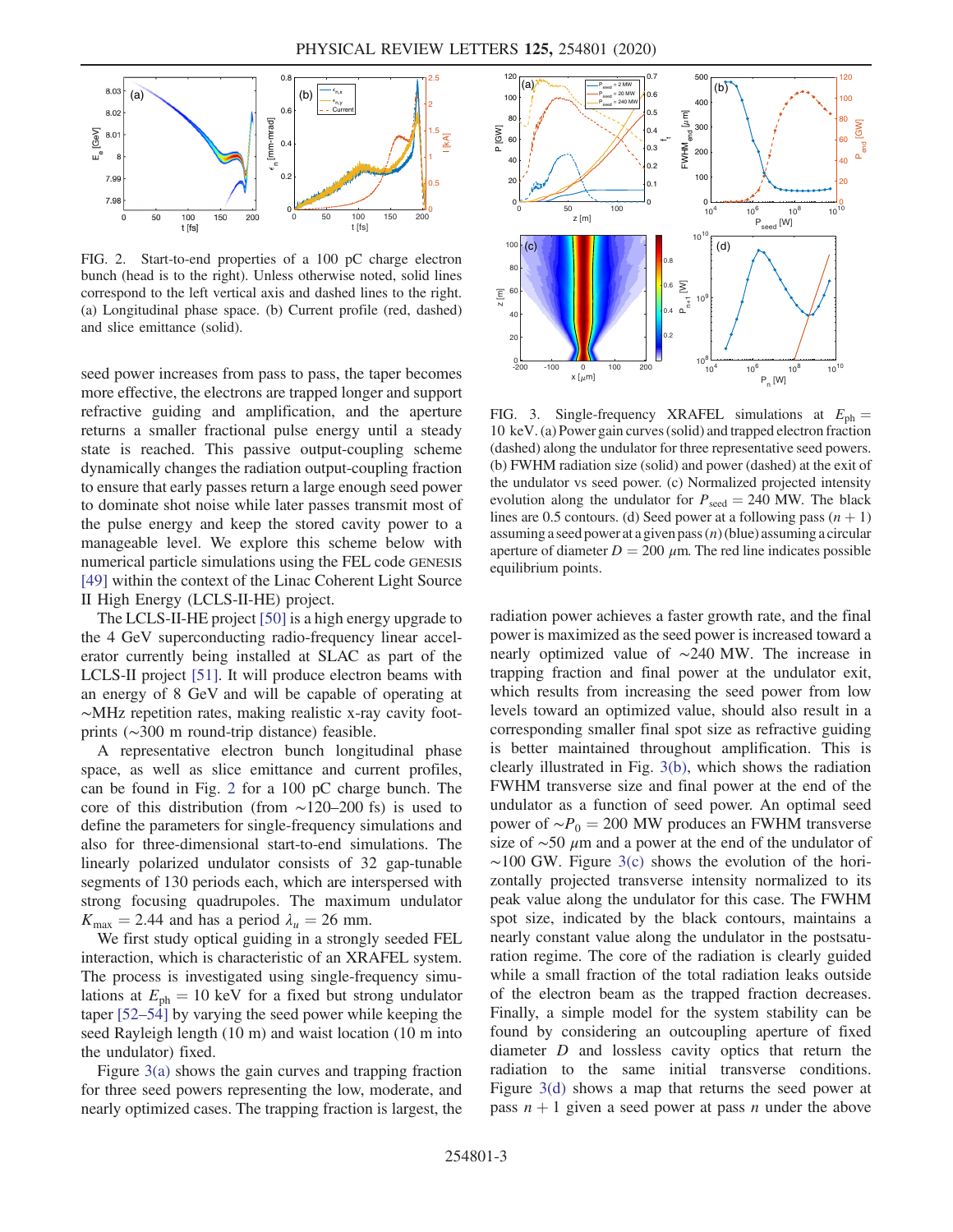FIG. 2. Start-to-end properties of a 100 pC charge electron bunch (head is to the right). Unless otherwise noted, solid lines correspond to the left vertical axis and dashed lines to the right. (a) Longitudinal phase space. (b) Current profile (red, dashed) and slice emittance (solid).

seed power increases from pass to pass, the taper becomes more effective, the electrons are trapped longer and support refractive guiding and amplification, and the aperture returns a smaller fractional pulse energy until a steady state is reached. This passive output-coupling scheme dynamically changes the radiation output-coupling fraction to ensure that early passes return a large enough seed power to dominate shot noise while later passes transmit most of the pulse energy and keep the stored cavity power to a manageable level. We explore this scheme below with numerical particle simulations using the FEL code GENESIS [49] within the context of the Linac Coherent Light Source II High Energy (LCLS-II-HE) project.

The LCLS-II-HE project [50] is a high energy upgrade to the 4 GeV superconducting radio-frequency linear accelerator currently being installed at SLAC as part of the LCLS-II project [51]. It will produce electron beams with an energy of 8 GeV and will be capable of operating at ~MHz repetition rates, making realistic x-ray cavity footprints (~300 m round-trip distance) feasible.

A representative electron bunch longitudinal phase space, as well as slice emittance and current profiles, can be found in Fig. 2 for a 100 pC charge bunch. The core of this distribution (from ~120–200 fs) is used to define the parameters for single-frequency simulations and also for three-dimensional start-to-end simulations. The linearly polarized undulator consists of 32 gap-tunable segments of 130 periods each, which are interspersed with strong focusing quadrupoles. The maximum undulator $K_{\max} = 2.44$ and has a period $\lambda_u = 26$ mm.

We first study optical guiding in a strongly seeded FEL interaction, which is characteristic of an XRAFEL system. The process is investigated using single-frequency simulations at $E_{\mathrm{ph}} = 10$ keV for a fixed but strong undulator taper [52–54] by varying the seed power while keeping the seed Rayleigh length (10 m) and waist location (10 m into the undulator) fixed.

Figure 3(a) shows the gain curves and trapping fraction for three seed powers representing the low, moderate, and nearly optimized cases. The trapping fraction is largest, the radiation power achieves a faster growth rate, and the final power is maximized as the seed power is increased toward a nearly optimized value of ~240 MW. The increase in trapping fraction and final power at the undulator exit, which results from increasing the seed power from low levels toward an optimized value, should also result in a corresponding smaller final spot size as refractive guiding is better maintained throughout amplification. This is clearly illustrated in Fig. 3(b), which shows the radiation FWHM transverse size and final power at the end of the undulator as a function of seed power. An optimal seed power of $\sim P_0 = 200$ MW produces an FWHM transverse size of ~50 $\mu$m and a power at the end of the undulator of ~100 GW. Figure 3(c) shows the evolution of the horizontally projected transverse intensity normalized to its peak value along the undulator for this case. The FWHM spot size, indicated by the black contours, maintains a nearly constant value along the undulator in the postsaturation regime. The core of the radiation is clearly guided while a small fraction of the total radiation leaks outside of the electron beam as the trapped fraction decreases. Finally, a simple model for the system stability can be found by considering an outcoupling aperture of fixed diameter $D$ and lossless cavity optics that return the radiation to the same initial transverse conditions. Figure 3(d) shows a map that returns the seed power at pass $n+1$ given a seed power at pass $n$ under the above

FIG. 3. Single-frequency XRAFEL simulations at $E_{\mathrm{ph}} = 10$ keV. (a) Power gain curves (solid) and trapped electron fraction (dashed) along the undulator for three representative seed powers. (b) FWHM radiation size (solid) and power (dashed) at the exit of the undulator vs seed power. (c) Normalized projected intensity evolution along the undulator for $P_{\mathrm{seed}} = 240$ MW. The black lines are 0.5 contours. (d) Seed power at a following pass $(n+1)$ assuming a seed power at a given pass $(n)$ (blue) assuming a circular aperture of diameter $D = 200$ $\mu$m. The red line indicates possible equilibrium points.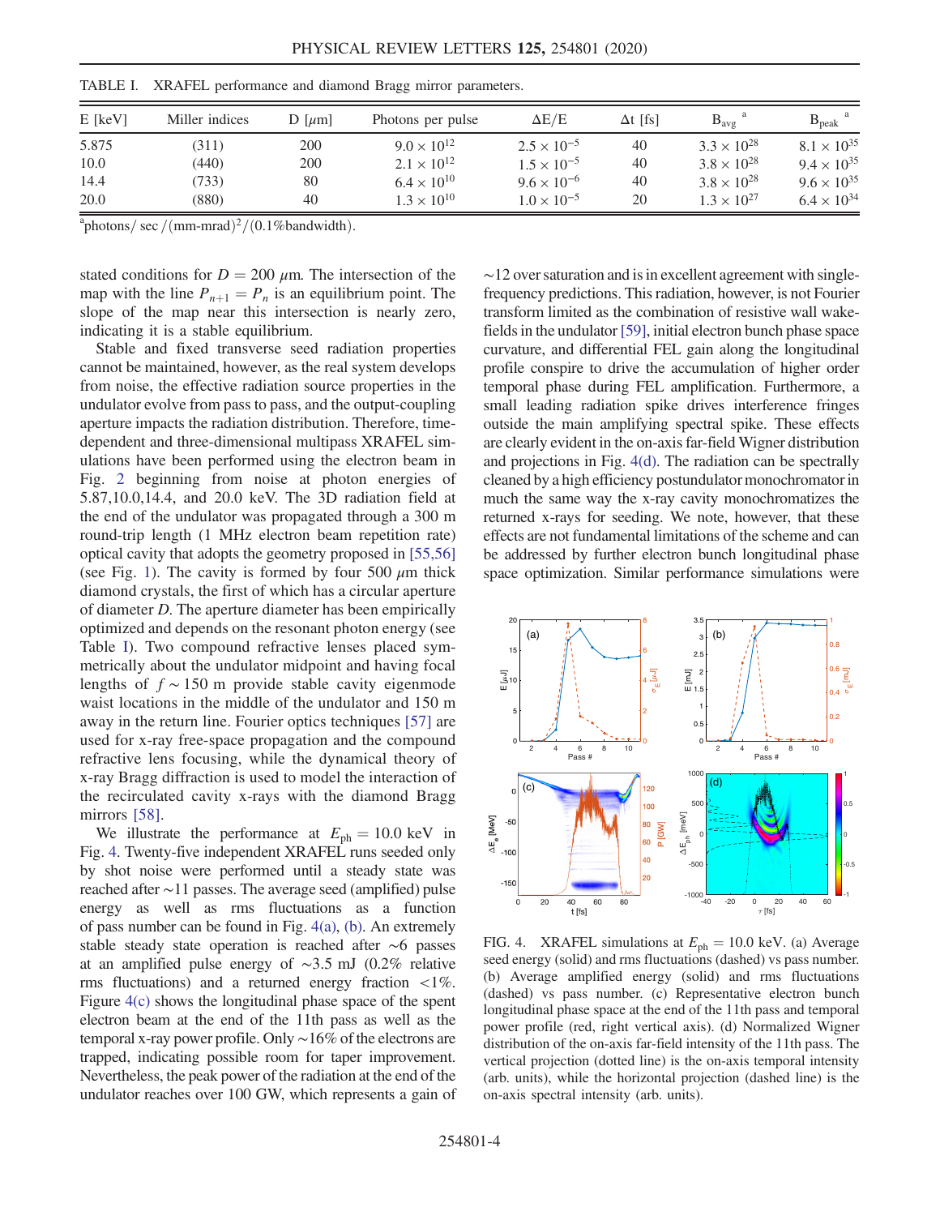TABLE I. XRAFEL performance and diamond Bragg mirror parameters.

| E [keV] | Miller indices | D [$\mu$m] | Photons per pulse | $\Delta E/E$ | $\Delta t$ [fs] | $B_{avg}$ [a] | $B_{peak}$ [a] |
|---|---|---|---|---|---|---|---|
| 5.875 | (311) | 200 | $9.0 \times 10^{12}$ | $2.5 \times 10^{-5}$ | 40 | $3.3 \times 10^{28}$ | $8.1 \times 10^{35}$ |
| 10.0 | (440) | 200 | $2.1 \times 10^{12}$ | $1.5 \times 10^{-5}$ | 40 | $3.8 \times 10^{28}$ | $9.4 \times 10^{35}$ |
| 14.4 | (733) | 80 | $6.4 \times 10^{10}$ | $9.6 \times 10^{-6}$ | 40 | $3.8 \times 10^{28}$ | $9.6 \times 10^{35}$ |
| 20.0 | (880) | 40 | $1.3 \times 10^{10}$ | $1.0 \times 10^{-5}$ | 20 | $1.3 \times 10^{27}$ | $6.4 \times 10^{34}$ |

[a] photons/sec/(mm-mrad)$^2$/(0.1%bandwidth).

stated conditions for $D = 200$ $\mu$m. The intersection of the map with the line $P_{n+1} = P_n$ is an equilibrium point. The slope of the map near this intersection is nearly zero, indicating it is a stable equilibrium.

Stable and fixed transverse seed radiation properties cannot be maintained, however, as the real system develops from noise, the effective radiation source properties in the undulator evolve from pass to pass, and the output-coupling aperture impacts the radiation distribution. Therefore, time-dependent and three-dimensional multipass XRAFEL simulations have been performed using the electron beam in Fig. 2 beginning from noise at photon energies of 5.87,10.0,14.4, and 20.0 keV. The 3D radiation field at the end of the undulator was propagated through a 300 m round-trip length (1 MHz electron beam repetition rate) optical cavity that adopts the geometry proposed in [55,56] (see Fig. 1). The cavity is formed by four 500 $\mu$m thick diamond crystals, the first of which has a circular aperture of diameter $D$. The aperture diameter has been empirically optimized and depends on the resonant photon energy (see Table I). Two compound refractive lenses placed symmetrically about the undulator midpoint and having focal lengths of $f \sim 150$ m provide stable cavity eigenmode waist locations in the middle of the undulator and 150 m away in the return line. Fourier optics techniques [57] are used for x-ray free-space propagation and the compound refractive lens focusing, while the dynamical theory of x-ray Bragg diffraction is used to model the interaction of the recirculated cavity x-rays with the diamond Bragg mirrors [58].

We illustrate the performance at $E_{\mathrm{ph}} = 10.0$ keV in Fig. 4. Twenty-five independent XRAFEL runs seeded only by shot noise were performed until a steady state was reached after $\sim$11 passes. The average seed (amplified) pulse energy as well as rms fluctuations as a function of pass number can be found in Fig. 4(a), (b). An extremely stable steady state operation is reached after $\sim$6 passes at an amplified pulse energy of $\sim$3.5 mJ (0.2% relative rms fluctuations) and a returned energy fraction <1%. Figure 4(c) shows the longitudinal phase space of the spent electron beam at the end of the 11th pass as well as the temporal x-ray power profile. Only $\sim$16% of the electrons are trapped, indicating possible room for taper improvement. Nevertheless, the peak power of the radiation at the end of the undulator reaches over 100 GW, which represents a gain of $\sim$12 over saturation and is in excellent agreement with single-frequency predictions. This radiation, however, is not Fourier transform limited as the combination of resistive wall wakefields in the undulator [59], initial electron bunch phase space curvature, and differential FEL gain along the longitudinal profile conspire to drive the accumulation of higher order temporal phase during FEL amplification. Furthermore, a small leading radiation spike drives interference fringes outside the main amplifying spectral spike. These effects are clearly evident in the on-axis far-field Wigner distribution and projections in Fig. 4(d). The radiation can be spectrally cleaned by a high efficiency postundulator monochromator in much the same way the x-ray cavity monochromatizes the returned x-rays for seeding. We note, however, that these effects are not fundamental limitations of the scheme and can be addressed by further electron bunch longitudinal phase space optimization. Similar performance simulations were

FIG. 4. XRAFEL simulations at $E_{\mathrm{ph}} = 10.0$ keV. (a) Average seed energy (solid) and rms fluctuations (dashed) vs pass number. (b) Average amplified energy (solid) and rms fluctuations (dashed) vs pass number. (c) Representative electron bunch longitudinal phase space at the end of the 11th pass and temporal power profile (red, right vertical axis). (d) Normalized Wigner distribution of the on-axis far-field intensity of the 11th pass. The vertical projection (dotted line) is the on-axis temporal intensity (arb. units), while the horizontal projection (dashed line) is the on-axis spectral intensity (arb. units).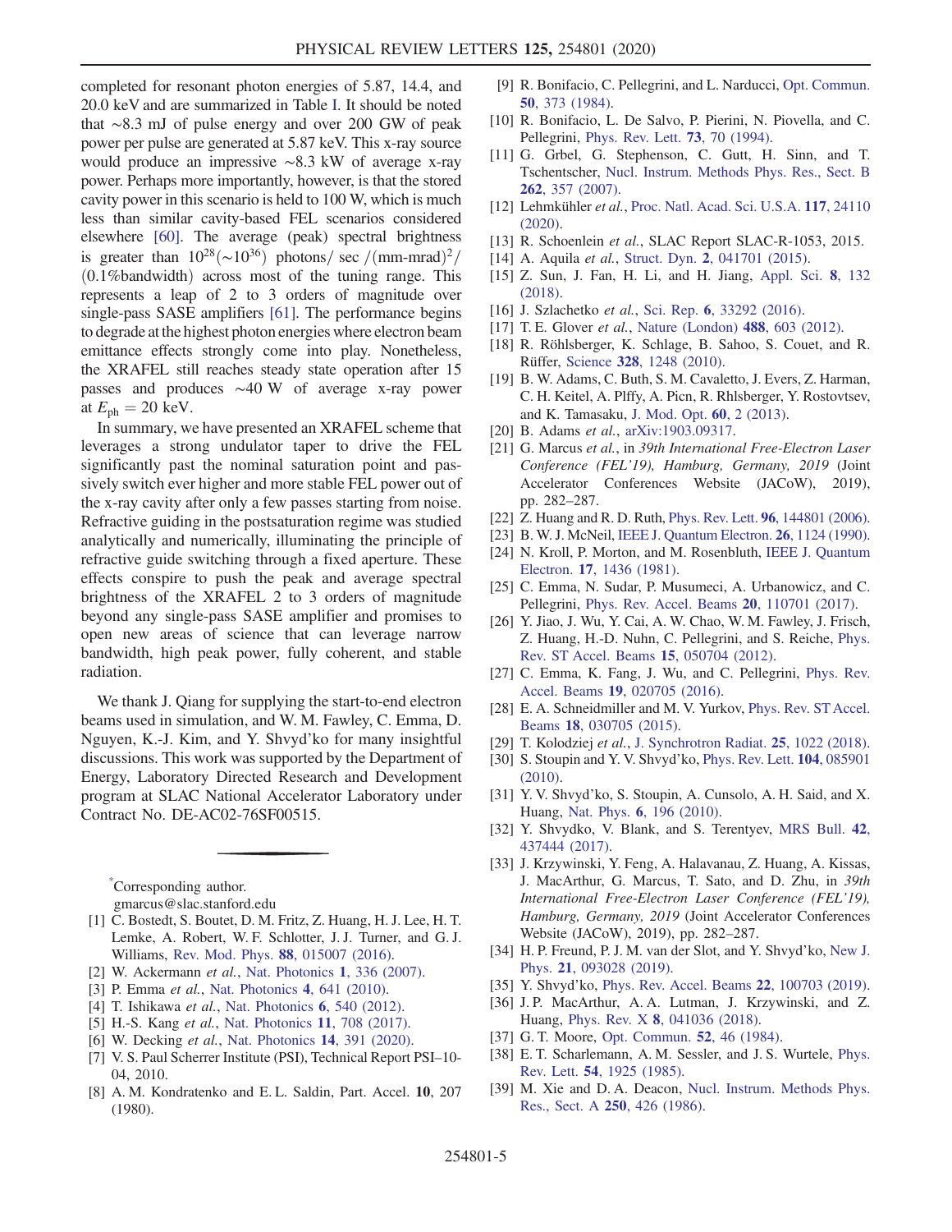completed for resonant photon energies of 5.87, 14.4, and 20.0 keV and are summarized in Table I. It should be noted that ~8.3 mJ of pulse energy and over 200 GW of peak power per pulse are generated at 5.87 keV. This x-ray source would produce an impressive ~8.3 kW of average x-ray power. Perhaps more importantly, however, is that the stored cavity power in this scenario is held to 100 W, which is much less than similar cavity-based FEL scenarios considered elsewhere [60]. The average (peak) spectral brightness is greater than $10^{28}(\sim 10^{36})$ photons/ sec $/(\text{mm-mrad})^2/$ $(0.1\%\text{bandwidth})$ across most of the tuning range. This represents a leap of 2 to 3 orders of magnitude over single-pass SASE amplifiers [61]. The performance begins to degrade at the highest photon energies where electron beam emittance effects strongly come into play. Nonetheless, the XRAFEL still reaches steady state operation after 15 passes and produces ~40 W of average x-ray power at $E_{\text{ph}} = 20$ keV.

In summary, we have presented an XRAFEL scheme that leverages a strong undulator taper to drive the FEL significantly past the nominal saturation point and passively switch ever higher and more stable FEL power out of the x-ray cavity after only a few passes starting from noise. Refractive guiding in the postsaturation regime was studied analytically and numerically, illuminating the principle of refractive guide switching through a fixed aperture. These effects conspire to push the peak and average spectral brightness of the XRAFEL 2 to 3 orders of magnitude beyond any single-pass SASE amplifier and promises to open new areas of science that can leverage narrow bandwidth, high peak power, fully coherent, and stable radiation.

We thank J. Qiang for supplying the start-to-end electron beams used in simulation, and W. M. Fawley, C. Emma, D. Nguyen, K.-J. Kim, and Y. Shvyd'ko for many insightful discussions. This work was supported by the Department of Energy, Laboratory Directed Research and Development program at SLAC National Accelerator Laboratory under Contract No. DE-AC02-76SF00515.

---

[*]Corresponding author.
gmarcus@slac.stanford.edu

[1] C. Bostedt, S. Boutet, D. M. Fritz, Z. Huang, H. J. Lee, H. T. Lemke, A. Robert, W. F. Schlotter, J. J. Turner, and G. J. Williams, Rev. Mod. Phys. **88**, 015007 (2016).

[2] W. Ackermann *et al.*, Nat. Photonics **1**, 336 (2007).

[3] P. Emma *et al.*, Nat. Photonics **4**, 641 (2010).

[4] T. Ishikawa *et al.*, Nat. Photonics **6**, 540 (2012).

[5] H.-S. Kang *et al.*, Nat. Photonics **11**, 708 (2017).

[6] W. Decking *et al.*, Nat. Photonics **14**, 391 (2020).

[7] V. S. Paul Scherrer Institute (PSI), Technical Report PSI–10-04, 2010.

[8] A. M. Kondratenko and E. L. Saldin, Part. Accel. **10**, 207 (1980).

[9] R. Bonifacio, C. Pellegrini, and L. Narducci, Opt. Commun. **50**, 373 (1984).

[10] R. Bonifacio, L. De Salvo, P. Pierini, N. Piovella, and C. Pellegrini, Phys. Rev. Lett. **73**, 70 (1994).

[11] G. Grbel, G. Stephenson, C. Gutt, H. Sinn, and T. Tschentscher, Nucl. Instrum. Methods Phys. Res., Sect. B **262**, 357 (2007).

[12] Lehmkühler *et al.*, Proc. Natl. Acad. Sci. U.S.A. **117**, 24110 (2020).

[13] R. Schoenlein *et al.*, SLAC Report SLAC-R-1053, 2015.

[14] A. Aquila *et al.*, Struct. Dyn. **2**, 041701 (2015).

[15] Z. Sun, J. Fan, H. Li, and H. Jiang, Appl. Sci. **8**, 132 (2018).

[16] J. Szlachetko *et al.*, Sci. Rep. **6**, 33292 (2016).

[17] T. E. Glover *et al.*, Nature (London) **488**, 603 (2012).

[18] R. Röhlsberger, K. Schlage, B. Sahoo, S. Couet, and R. Rüffer, Science **328**, 1248 (2010).

[19] B. W. Adams, C. Buth, S. M. Cavaletto, J. Evers, Z. Harman, C. H. Keitel, A. Plffy, A. Picn, R. Rhlsberger, Y. Rostovtsev, and K. Tamasaku, J. Mod. Opt. **60**, 2 (2013).

[20] B. Adams *et al.*, arXiv:1903.09317.

[21] G. Marcus *et al.*, in *39th International Free-Electron Laser Conference (FEL'19), Hamburg, Germany, 2019* (Joint Accelerator Conferences Website (JACoW), 2019), pp. 282–287.

[22] Z. Huang and R. D. Ruth, Phys. Rev. Lett. **96**, 144801 (2006).

[23] B. W. J. McNeil, IEEE J. Quantum Electron. **26**, 1124 (1990).

[24] N. Kroll, P. Morton, and M. Rosenbluth, IEEE J. Quantum Electron. **17**, 1436 (1981).

[25] C. Emma, N. Sudar, P. Musumeci, A. Urbanowicz, and C. Pellegrini, Phys. Rev. Accel. Beams **20**, 110701 (2017).

[26] Y. Jiao, J. Wu, Y. Cai, A. W. Chao, W. M. Fawley, J. Frisch, Z. Huang, H.-D. Nuhn, C. Pellegrini, and S. Reiche, Phys. Rev. ST Accel. Beams **15**, 050704 (2012).

[27] C. Emma, K. Fang, J. Wu, and C. Pellegrini, Phys. Rev. Accel. Beams **19**, 020705 (2016).

[28] E. A. Schneidmiller and M. V. Yurkov, Phys. Rev. ST Accel. Beams **18**, 030705 (2015).

[29] T. Kolodziej *et al.*, J. Synchrotron Radiat. **25**, 1022 (2018).

[30] S. Stoupin and Y. V. Shvyd'ko, Phys. Rev. Lett. **104**, 085901 (2010).

[31] Y. V. Shvyd'ko, S. Stoupin, A. Cunsolo, A. H. Said, and X. Huang, Nat. Phys. **6**, 196 (2010).

[32] Y. Shvydko, V. Blank, and S. Terentyev, MRS Bull. **42**, 437444 (2017).

[33] J. Krzywinski, Y. Feng, A. Halavanau, Z. Huang, A. Kissas, J. MacArthur, G. Marcus, T. Sato, and D. Zhu, in *39th International Free-Electron Laser Conference (FEL'19), Hamburg, Germany, 2019* (Joint Accelerator Conferences Website (JACoW), 2019), pp. 282–287.

[34] H. P. Freund, P. J. M. van der Slot, and Y. Shvyd'ko, New J. Phys. **21**, 093028 (2019).

[35] Y. Shvyd'ko, Phys. Rev. Accel. Beams **22**, 100703 (2019).

[36] J. P. MacArthur, A. A. Lutman, J. Krzywinski, and Z. Huang, Phys. Rev. X **8**, 041036 (2018).

[37] G. T. Moore, Opt. Commun. **52**, 46 (1984).

[38] E. T. Scharlemann, A. M. Sessler, and J. S. Wurtele, Phys. Rev. Lett. **54**, 1925 (1985).

[39] M. Xie and D. A. Deacon, Nucl. Instrum. Methods Phys. Res., Sect. A **250**, 426 (1986).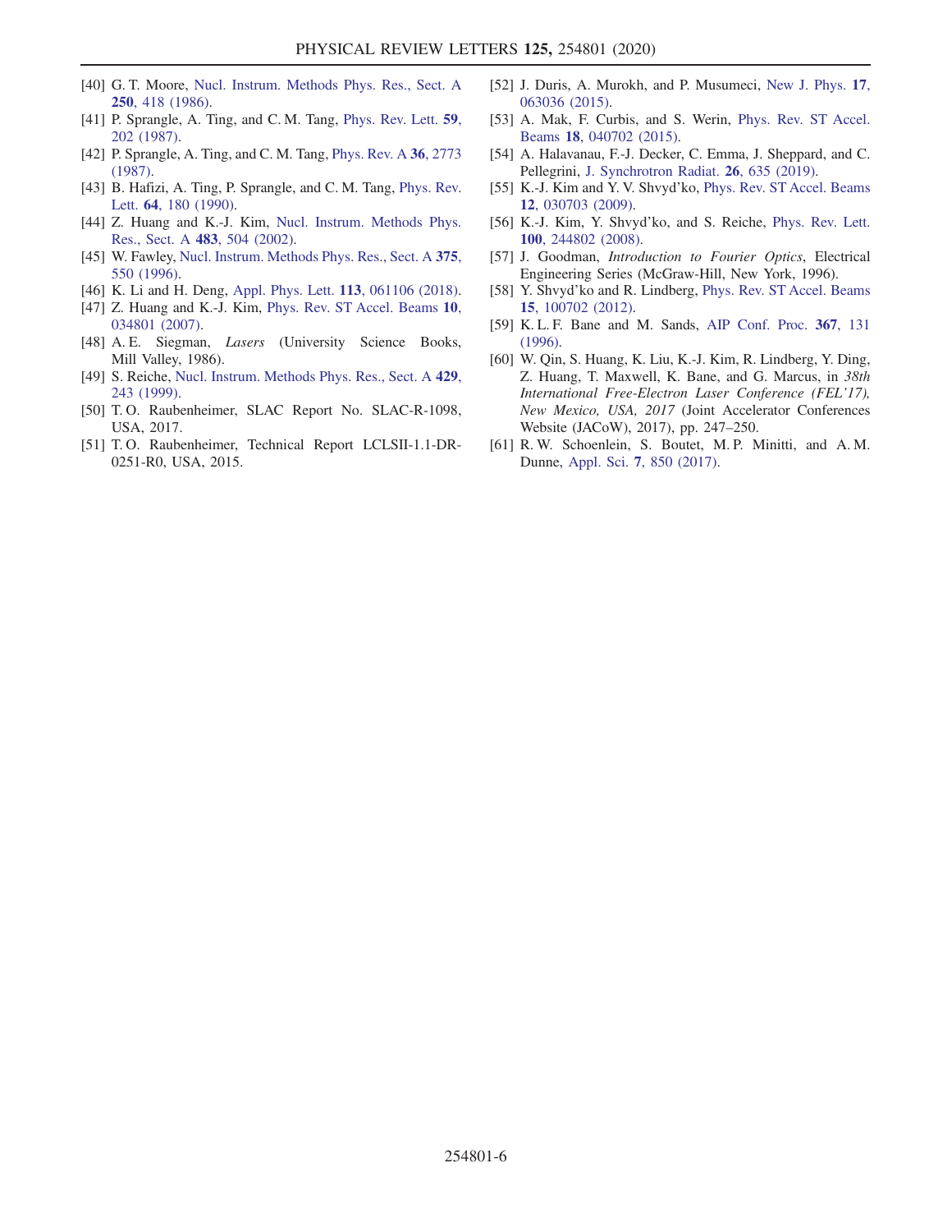[40] G. T. Moore, Nucl. Instrum. Methods Phys. Res., Sect. A **250**, 418 (1986).

[41] P. Sprangle, A. Ting, and C. M. Tang, Phys. Rev. Lett. **59**, 202 (1987).

[42] P. Sprangle, A. Ting, and C. M. Tang, Phys. Rev. A **36**, 2773 (1987).

[43] B. Hafizi, A. Ting, P. Sprangle, and C. M. Tang, Phys. Rev. Lett. **64**, 180 (1990).

[44] Z. Huang and K.-J. Kim, Nucl. Instrum. Methods Phys. Res., Sect. A **483**, 504 (2002).

[45] W. Fawley, Nucl. Instrum. Methods Phys. Res., Sect. A **375**, 550 (1996).

[46] K. Li and H. Deng, Appl. Phys. Lett. **113**, 061106 (2018).

[47] Z. Huang and K.-J. Kim, Phys. Rev. ST Accel. Beams **10**, 034801 (2007).

[48] A. E. Siegman, *Lasers* (University Science Books, Mill Valley, 1986).

[49] S. Reiche, Nucl. Instrum. Methods Phys. Res., Sect. A **429**, 243 (1999).

[50] T. O. Raubenheimer, SLAC Report No. SLAC-R-1098, USA, 2017.

[51] T. O. Raubenheimer, Technical Report LCLSII-1.1-DR-0251-R0, USA, 2015.

[52] J. Duris, A. Murokh, and P. Musumeci, New J. Phys. **17**, 063036 (2015).

[53] A. Mak, F. Curbis, and S. Werin, Phys. Rev. ST Accel. Beams **18**, 040702 (2015).

[54] A. Halavanau, F.-J. Decker, C. Emma, J. Sheppard, and C. Pellegrini, J. Synchrotron Radiat. **26**, 635 (2019).

[55] K.-J. Kim and Y. V. Shvyd'ko, Phys. Rev. ST Accel. Beams **12**, 030703 (2009).

[56] K.-J. Kim, Y. Shvyd'ko, and S. Reiche, Phys. Rev. Lett. **100**, 244802 (2008).

[57] J. Goodman, *Introduction to Fourier Optics*, Electrical Engineering Series (McGraw-Hill, New York, 1996).

[58] Y. Shvyd'ko and R. Lindberg, Phys. Rev. ST Accel. Beams **15**, 100702 (2012).

[59] K. L. F. Bane and M. Sands, AIP Conf. Proc. **367**, 131 (1996).

[60] W. Qin, S. Huang, K. Liu, K.-J. Kim, R. Lindberg, Y. Ding, Z. Huang, T. Maxwell, K. Bane, and G. Marcus, in *38th International Free-Electron Laser Conference (FEL'17), New Mexico, USA, 2017* (Joint Accelerator Conferences Website (JACoW), 2017), pp. 247–250.

[61] R. W. Schoenlein, S. Boutet, M. P. Minitti, and A. M. Dunne, Appl. Sci. **7**, 850 (2017).